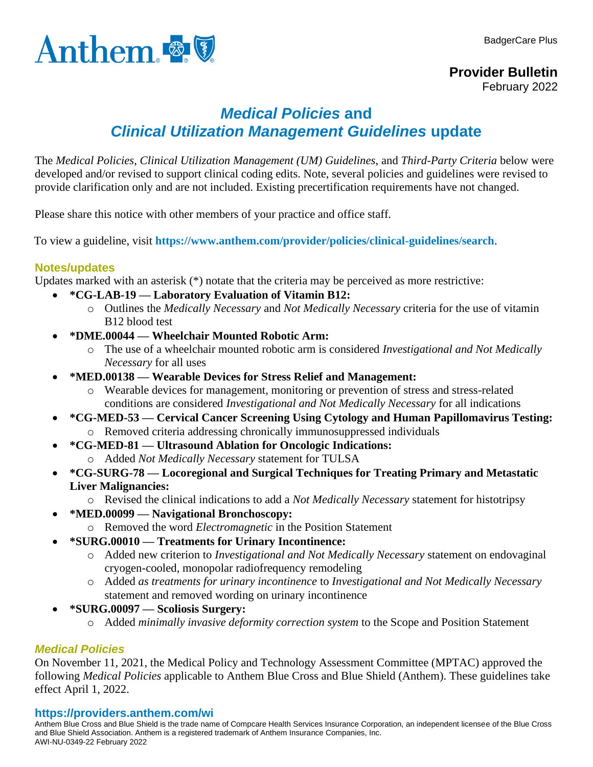BadgerCare Plus

**Provider Bulletin**
February 2022

# *Medical Policies* and *Clinical Utilization Management Guidelines* update

The *Medical Policies*, *Clinical Utilization Management (UM) Guidelines*, and *Third-Party Criteria* below were developed and/or revised to support clinical coding edits. Note, several policies and guidelines were revised to provide clarification only and are not included. Existing precertification requirements have not changed.

Please share this notice with other members of your practice and office staff.

To view a guideline, visit **https://www.anthem.com/provider/policies/clinical-guidelines/search**.

## Notes/updates

Updates marked with an asterisk (*) notate that the criteria may be perceived as more restrictive:

- **\*CG-LAB-19 — Laboratory Evaluation of Vitamin B12:**
  - Outlines the *Medically Necessary* and *Not Medically Necessary* criteria for the use of vitamin B12 blood test
- **\*DME.00044 — Wheelchair Mounted Robotic Arm:**
  - The use of a wheelchair mounted robotic arm is considered *Investigational and Not Medically Necessary* for all uses
- **\*MED.00138 — Wearable Devices for Stress Relief and Management:**
  - Wearable devices for management, monitoring or prevention of stress and stress-related conditions are considered *Investigational and Not Medically Necessary* for all indications
- **\*CG-MED-53 — Cervical Cancer Screening Using Cytology and Human Papillomavirus Testing:**
  - Removed criteria addressing chronically immunosuppressed individuals
- **\*CG-MED-81 — Ultrasound Ablation for Oncologic Indications:**
  - Added *Not Medically Necessary* statement for TULSA
- **\*CG-SURG-78 — Locoregional and Surgical Techniques for Treating Primary and Metastatic Liver Malignancies:**
  - Revised the clinical indications to add a *Not Medically Necessary* statement for histotripsy
- **\*MED.00099 — Navigational Bronchoscopy:**
  - Removed the word *Electromagnetic* in the Position Statement
- **\*SURG.00010 — Treatments for Urinary Incontinence:**
  - Added new criterion to *Investigational and Not Medically Necessary* statement on endovaginal cryogen-cooled, monopolar radiofrequency remodeling
  - Added *as treatments for urinary incontinence* to *Investigational and Not Medically Necessary* statement and removed wording on urinary incontinence
- **\*SURG.00097 — Scoliosis Surgery:**
  - Added *minimally invasive deformity correction system* to the Scope and Position Statement

## *Medical Policies*

On November 11, 2021, the Medical Policy and Technology Assessment Committee (MPTAC) approved the following *Medical Policies* applicable to Anthem Blue Cross and Blue Shield (Anthem). These guidelines take effect April 1, 2022.

**https://providers.anthem.com/wi**

Anthem Blue Cross and Blue Shield is the trade name of Compcare Health Services Insurance Corporation, an independent licensee of the Blue Cross and Blue Shield Association. Anthem is a registered trademark of Anthem Insurance Companies, Inc.
AWI-NU-0349-22 February 2022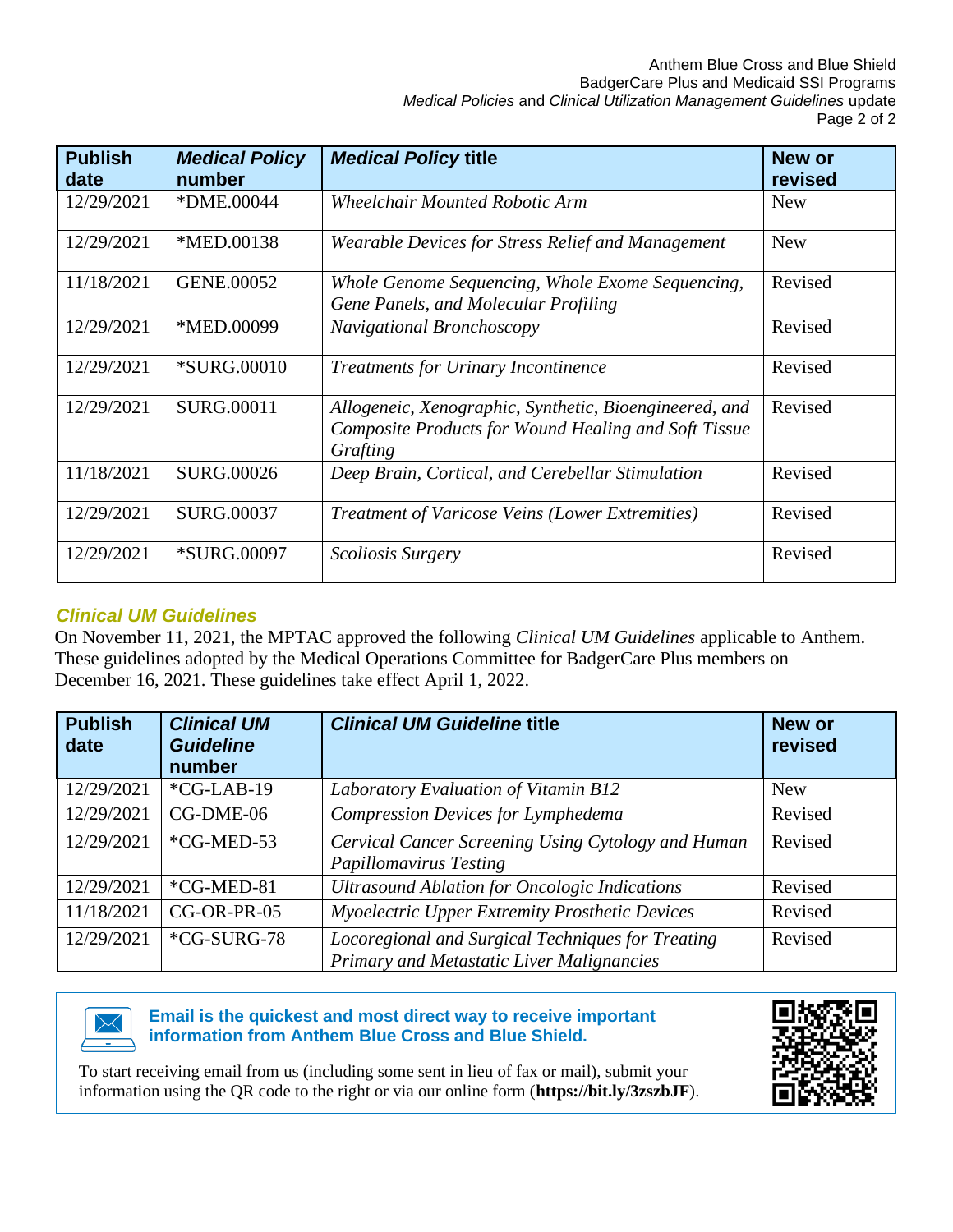| Publish date | *Medical Policy* number | *Medical Policy* title | New or revised |
|---|---|---|---|
| 12/29/2021 | *DME.00044 | *Wheelchair Mounted Robotic Arm* | New |
| 12/29/2021 | *MED.00138 | *Wearable Devices for Stress Relief and Management* | New |
| 11/18/2021 | GENE.00052 | *Whole Genome Sequencing, Whole Exome Sequencing, Gene Panels, and Molecular Profiling* | Revised |
| 12/29/2021 | *MED.00099 | *Navigational Bronchoscopy* | Revised |
| 12/29/2021 | *SURG.00010 | *Treatments for Urinary Incontinence* | Revised |
| 12/29/2021 | SURG.00011 | *Allogeneic, Xenographic, Synthetic, Bioengineered, and Composite Products for Wound Healing and Soft Tissue Grafting* | Revised |
| 11/18/2021 | SURG.00026 | *Deep Brain, Cortical, and Cerebellar Stimulation* | Revised |
| 12/29/2021 | SURG.00037 | *Treatment of Varicose Veins (Lower Extremities)* | Revised |
| 12/29/2021 | *SURG.00097 | *Scoliosis Surgery* | Revised |

## *Clinical UM Guidelines*

On November 11, 2021, the MPTAC approved the following *Clinical UM Guidelines* applicable to Anthem. These guidelines adopted by the Medical Operations Committee for BadgerCare Plus members on December 16, 2021. These guidelines take effect April 1, 2022.

| Publish date | *Clinical UM Guideline* number | *Clinical UM Guideline* title | New or revised |
|---|---|---|---|
| 12/29/2021 | *CG-LAB-19 | *Laboratory Evaluation of Vitamin B12* | New |
| 12/29/2021 | CG-DME-06 | *Compression Devices for Lymphedema* | Revised |
| 12/29/2021 | *CG-MED-53 | *Cervical Cancer Screening Using Cytology and Human Papillomavirus Testing* | Revised |
| 12/29/2021 | *CG-MED-81 | *Ultrasound Ablation for Oncologic Indications* | Revised |
| 11/18/2021 | CG-OR-PR-05 | *Myoelectric Upper Extremity Prosthetic Devices* | Revised |
| 12/29/2021 | *CG-SURG-78 | *Locoregional and Surgical Techniques for Treating Primary and Metastatic Liver Malignancies* | Revised |

**Email is the quickest and most direct way to receive important information from Anthem Blue Cross and Blue Shield.**

To start receiving email from us (including some sent in lieu of fax or mail), submit your information using the QR code to the right or via our online form (**https://bit.ly/3zszbJF**).